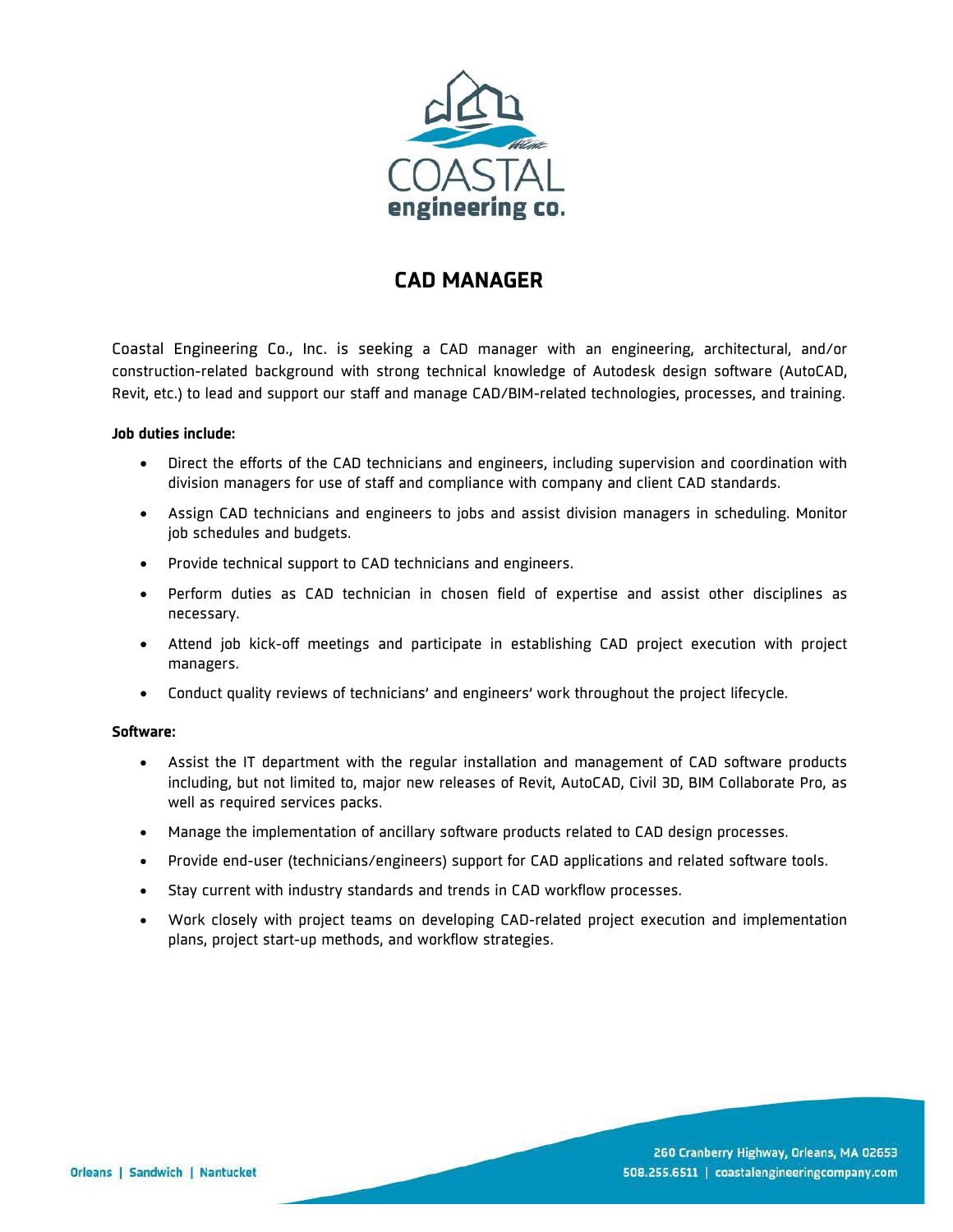# CAD MANAGER

Coastal Engineering Co., Inc. is seeking a CAD manager with an engineering, architectural, and/or construction-related background with strong technical knowledge of Autodesk design software (AutoCAD, Revit, etc.) to lead and support our staff and manage CAD/BIM-related technologies, processes, and training.

**Job duties include:**

- Direct the efforts of the CAD technicians and engineers, including supervision and coordination with division managers for use of staff and compliance with company and client CAD standards.
- Assign CAD technicians and engineers to jobs and assist division managers in scheduling. Monitor job schedules and budgets.
- Provide technical support to CAD technicians and engineers.
- Perform duties as CAD technician in chosen field of expertise and assist other disciplines as necessary.
- Attend job kick-off meetings and participate in establishing CAD project execution with project managers.
- Conduct quality reviews of technicians' and engineers' work throughout the project lifecycle.

**Software:**

- Assist the IT department with the regular installation and management of CAD software products including, but not limited to, major new releases of Revit, AutoCAD, Civil 3D, BIM Collaborate Pro, as well as required services packs.
- Manage the implementation of ancillary software products related to CAD design processes.
- Provide end-user (technicians/engineers) support for CAD applications and related software tools.
- Stay current with industry standards and trends in CAD workflow processes.
- Work closely with project teams on developing CAD-related project execution and implementation plans, project start-up methods, and workflow strategies.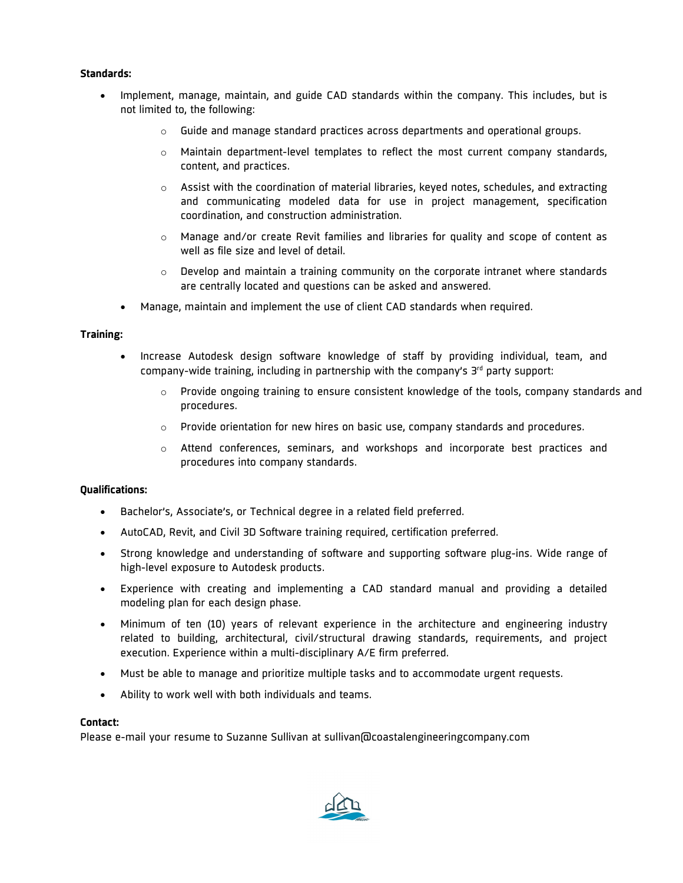**Standards:**

- Implement, manage, maintain, and guide CAD standards within the company. This includes, but is not limited to, the following:
    - Guide and manage standard practices across departments and operational groups.
    - Maintain department-level templates to reflect the most current company standards, content, and practices.
    - Assist with the coordination of material libraries, keyed notes, schedules, and extracting and communicating modeled data for use in project management, specification coordination, and construction administration.
    - Manage and/or create Revit families and libraries for quality and scope of content as well as file size and level of detail.
    - Develop and maintain a training community on the corporate intranet where standards are centrally located and questions can be asked and answered.
- Manage, maintain and implement the use of client CAD standards when required.

**Training:**

- Increase Autodesk design software knowledge of staff by providing individual, team, and company-wide training, including in partnership with the company's 3rd party support:
    - Provide ongoing training to ensure consistent knowledge of the tools, company standards and procedures.
    - Provide orientation for new hires on basic use, company standards and procedures.
    - Attend conferences, seminars, and workshops and incorporate best practices and procedures into company standards.

**Qualifications:**

- Bachelor's, Associate's, or Technical degree in a related field preferred.
- AutoCAD, Revit, and Civil 3D Software training required, certification preferred.
- Strong knowledge and understanding of software and supporting software plug-ins. Wide range of high-level exposure to Autodesk products.
- Experience with creating and implementing a CAD standard manual and providing a detailed modeling plan for each design phase.
- Minimum of ten (10) years of relevant experience in the architecture and engineering industry related to building, architectural, civil/structural drawing standards, requirements, and project execution. Experience within a multi-disciplinary A/E firm preferred.
- Must be able to manage and prioritize multiple tasks and to accommodate urgent requests.
- Ability to work well with both individuals and teams.

**Contact:**
Please e-mail your resume to Suzanne Sullivan at sullivan@coastalengineeringcompany.com